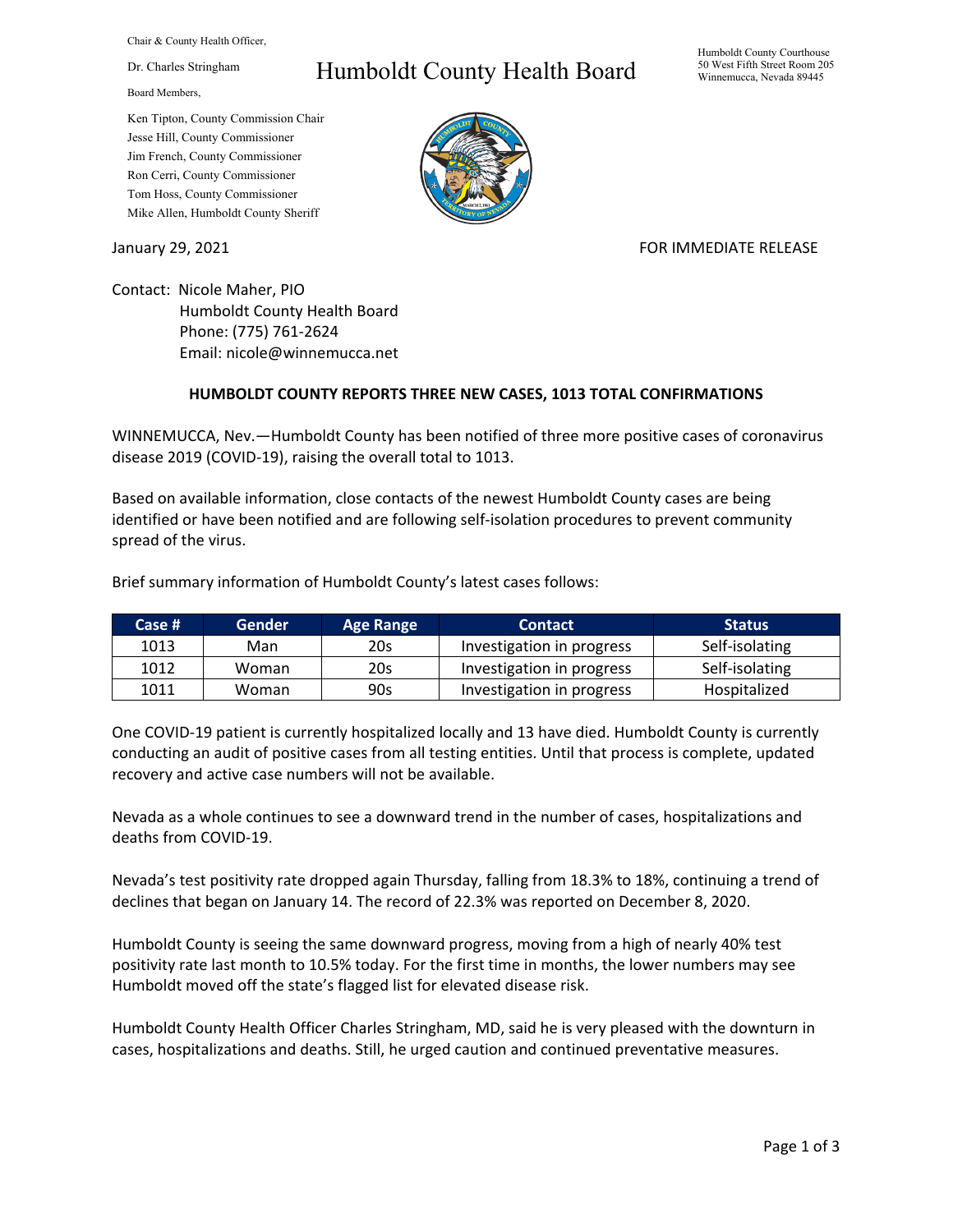Chair & County Health Officer,

Dr. Charles Stringham

Board Members,

Ken Tipton, County Commission Chair
Jesse Hill, County Commissioner
Jim French, County Commissioner
Ron Cerri, County Commissioner
Tom Hoss, County Commissioner
Mike Allen, Humboldt County Sheriff

# Humboldt County Health Board

Humboldt County Courthouse
50 West Fifth Street Room 205
Winnemucca, Nevada 89445

January 29, 2021

FOR IMMEDIATE RELEASE

Contact: Nicole Maher, PIO
Humboldt County Health Board
Phone: (775) 761-2624
Email: nicole@winnemucca.net

## HUMBOLDT COUNTY REPORTS THREE NEW CASES, 1013 TOTAL CONFIRMATIONS

WINNEMUCCA, Nev.—Humboldt County has been notified of three more positive cases of coronavirus disease 2019 (COVID-19), raising the overall total to 1013.

Based on available information, close contacts of the newest Humboldt County cases are being identified or have been notified and are following self-isolation procedures to prevent community spread of the virus.

Brief summary information of Humboldt County's latest cases follows:

| Case # | Gender | Age Range | Contact | Status |
|---|---|---|---|---|
| 1013 | Man | 20s | Investigation in progress | Self-isolating |
| 1012 | Woman | 20s | Investigation in progress | Self-isolating |
| 1011 | Woman | 90s | Investigation in progress | Hospitalized |

One COVID-19 patient is currently hospitalized locally and 13 have died. Humboldt County is currently conducting an audit of positive cases from all testing entities. Until that process is complete, updated recovery and active case numbers will not be available.

Nevada as a whole continues to see a downward trend in the number of cases, hospitalizations and deaths from COVID-19.

Nevada's test positivity rate dropped again Thursday, falling from 18.3% to 18%, continuing a trend of declines that began on January 14. The record of 22.3% was reported on December 8, 2020.

Humboldt County is seeing the same downward progress, moving from a high of nearly 40% test positivity rate last month to 10.5% today. For the first time in months, the lower numbers may see Humboldt moved off the state's flagged list for elevated disease risk.

Humboldt County Health Officer Charles Stringham, MD, said he is very pleased with the downturn in cases, hospitalizations and deaths. Still, he urged caution and continued preventative measures.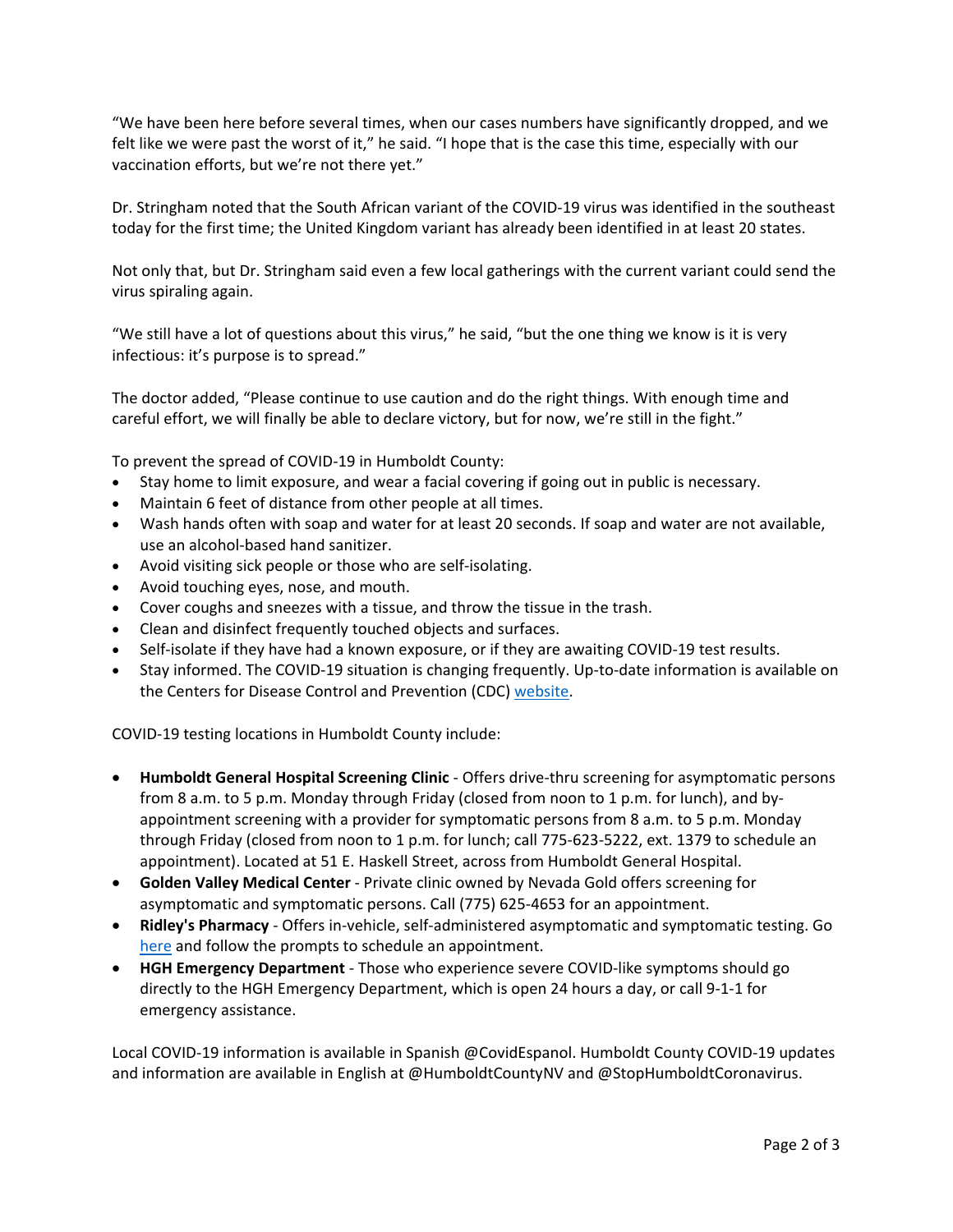"We have been here before several times, when our cases numbers have significantly dropped, and we felt like we were past the worst of it," he said. "I hope that is the case this time, especially with our vaccination efforts, but we're not there yet."

Dr. Stringham noted that the South African variant of the COVID-19 virus was identified in the southeast today for the first time; the United Kingdom variant has already been identified in at least 20 states.

Not only that, but Dr. Stringham said even a few local gatherings with the current variant could send the virus spiraling again.

"We still have a lot of questions about this virus," he said, "but the one thing we know is it is very infectious: it's purpose is to spread."

The doctor added, "Please continue to use caution and do the right things. With enough time and careful effort, we will finally be able to declare victory, but for now, we're still in the fight."

To prevent the spread of COVID-19 in Humboldt County:

- Stay home to limit exposure, and wear a facial covering if going out in public is necessary.
- Maintain 6 feet of distance from other people at all times.
- Wash hands often with soap and water for at least 20 seconds. If soap and water are not available, use an alcohol-based hand sanitizer.
- Avoid visiting sick people or those who are self-isolating.
- Avoid touching eyes, nose, and mouth.
- Cover coughs and sneezes with a tissue, and throw the tissue in the trash.
- Clean and disinfect frequently touched objects and surfaces.
- Self-isolate if they have had a known exposure, or if they are awaiting COVID-19 test results.
- Stay informed. The COVID-19 situation is changing frequently. Up-to-date information is available on the Centers for Disease Control and Prevention (CDC) website.

COVID-19 testing locations in Humboldt County include:

- **Humboldt General Hospital Screening Clinic** - Offers drive-thru screening for asymptomatic persons from 8 a.m. to 5 p.m. Monday through Friday (closed from noon to 1 p.m. for lunch), and by-appointment screening with a provider for symptomatic persons from 8 a.m. to 5 p.m. Monday through Friday (closed from noon to 1 p.m. for lunch; call 775-623-5222, ext. 1379 to schedule an appointment). Located at 51 E. Haskell Street, across from Humboldt General Hospital.
- **Golden Valley Medical Center** - Private clinic owned by Nevada Gold offers screening for asymptomatic and symptomatic persons. Call (775) 625-4653 for an appointment.
- **Ridley's Pharmacy** - Offers in-vehicle, self-administered asymptomatic and symptomatic testing. Go here and follow the prompts to schedule an appointment.
- **HGH Emergency Department** - Those who experience severe COVID-like symptoms should go directly to the HGH Emergency Department, which is open 24 hours a day, or call 9-1-1 for emergency assistance.

Local COVID-19 information is available in Spanish @CovidEspanol. Humboldt County COVID-19 updates and information are available in English at @HumboldtCountyNV and @StopHumboldtCoronavirus.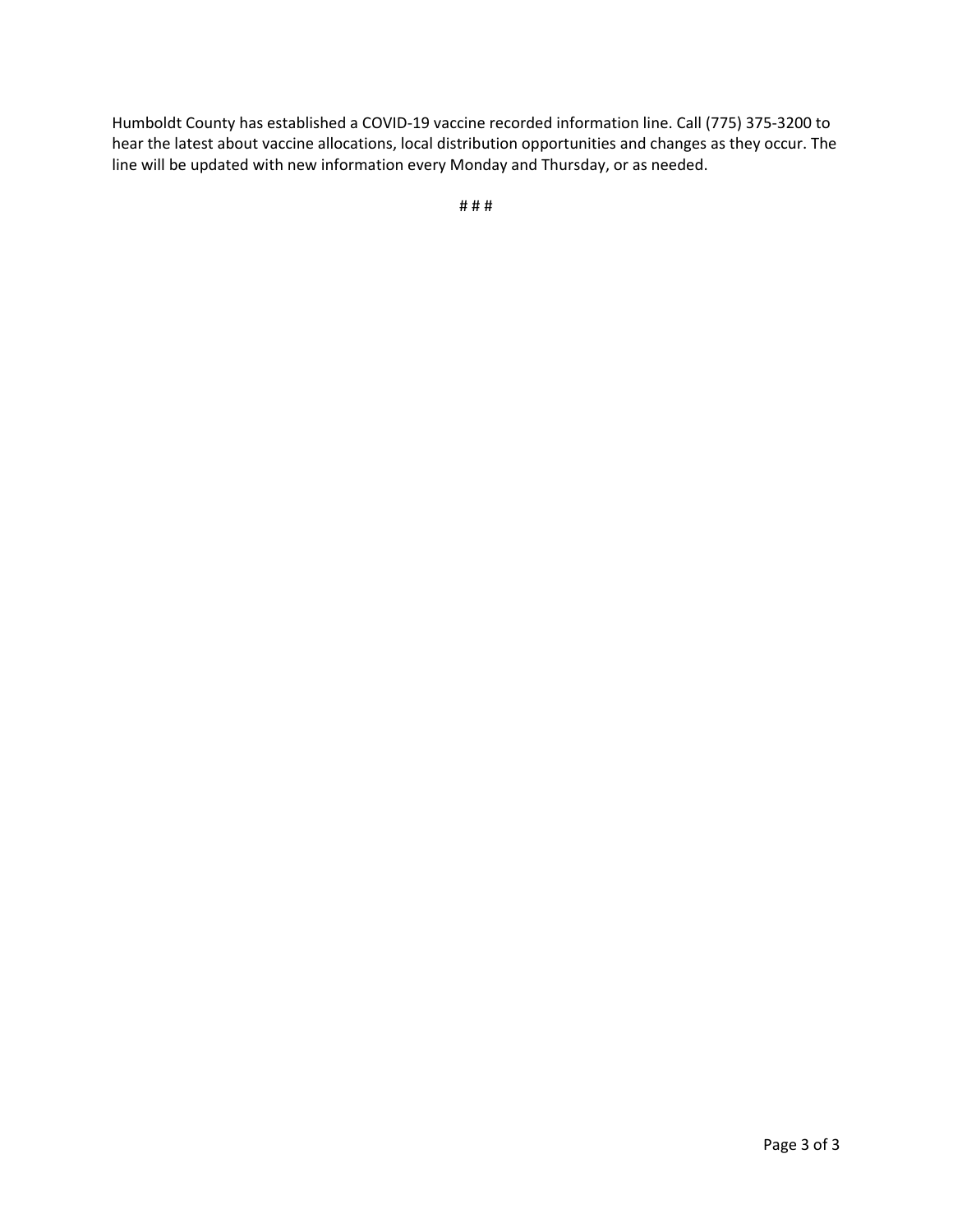Humboldt County has established a COVID-19 vaccine recorded information line. Call (775) 375-3200 to hear the latest about vaccine allocations, local distribution opportunities and changes as they occur. The line will be updated with new information every Monday and Thursday, or as needed.

# # #